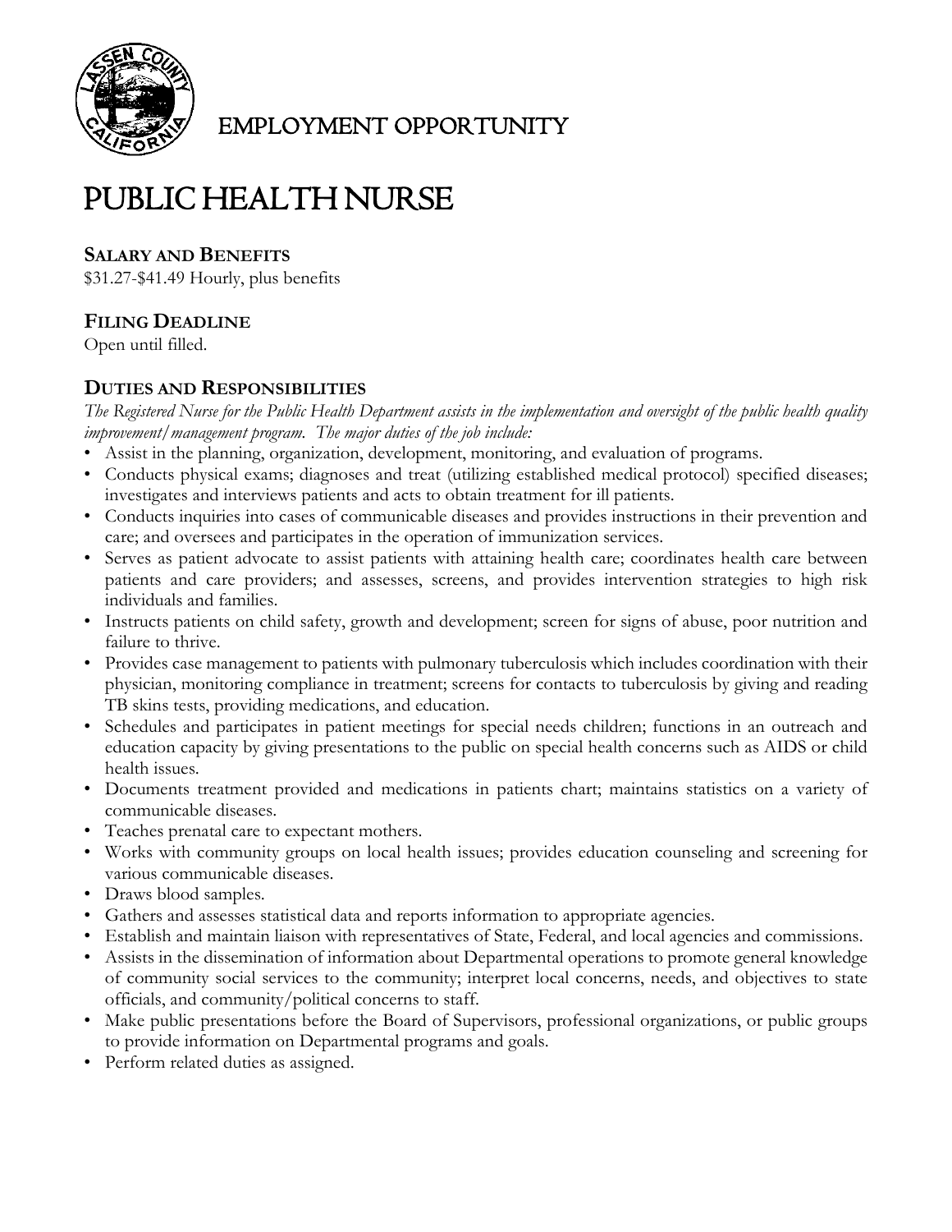EMPLOYMENT OPPORTUNITY

# PUBLIC HEALTH NURSE

## SALARY AND BENEFITS

$31.27-$41.49 Hourly, plus benefits

## FILING DEADLINE

Open until filled.

## DUTIES AND RESPONSIBILITIES

*The Registered Nurse for the Public Health Department assists in the implementation and oversight of the public health quality improvement/management program. The major duties of the job include:*

- Assist in the planning, organization, development, monitoring, and evaluation of programs.
- Conducts physical exams; diagnoses and treat (utilizing established medical protocol) specified diseases; investigates and interviews patients and acts to obtain treatment for ill patients.
- Conducts inquiries into cases of communicable diseases and provides instructions in their prevention and care; and oversees and participates in the operation of immunization services.
- Serves as patient advocate to assist patients with attaining health care; coordinates health care between patients and care providers; and assesses, screens, and provides intervention strategies to high risk individuals and families.
- Instructs patients on child safety, growth and development; screen for signs of abuse, poor nutrition and failure to thrive.
- Provides case management to patients with pulmonary tuberculosis which includes coordination with their physician, monitoring compliance in treatment; screens for contacts to tuberculosis by giving and reading TB skins tests, providing medications, and education.
- Schedules and participates in patient meetings for special needs children; functions in an outreach and education capacity by giving presentations to the public on special health concerns such as AIDS or child health issues.
- Documents treatment provided and medications in patients chart; maintains statistics on a variety of communicable diseases.
- Teaches prenatal care to expectant mothers.
- Works with community groups on local health issues; provides education counseling and screening for various communicable diseases.
- Draws blood samples.
- Gathers and assesses statistical data and reports information to appropriate agencies.
- Establish and maintain liaison with representatives of State, Federal, and local agencies and commissions.
- Assists in the dissemination of information about Departmental operations to promote general knowledge of community social services to the community; interpret local concerns, needs, and objectives to state officials, and community/political concerns to staff.
- Make public presentations before the Board of Supervisors, professional organizations, or public groups to provide information on Departmental programs and goals.
- Perform related duties as assigned.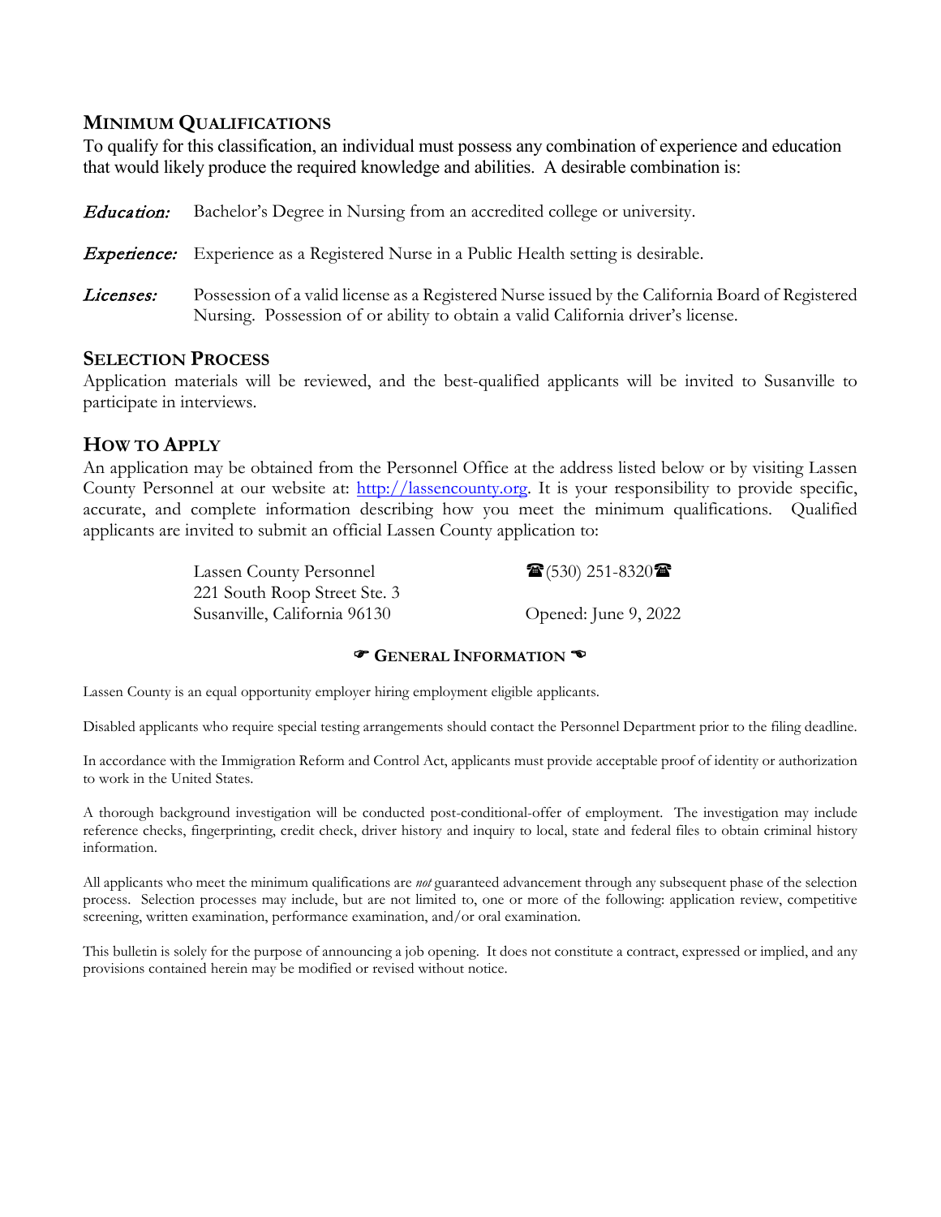## MINIMUM QUALIFICATIONS

To qualify for this classification, an individual must possess any combination of experience and education that would likely produce the required knowledge and abilities. A desirable combination is:

*Education:* Bachelor's Degree in Nursing from an accredited college or university.

*Experience:* Experience as a Registered Nurse in a Public Health setting is desirable.

*Licenses:* Possession of a valid license as a Registered Nurse issued by the California Board of Registered Nursing. Possession of or ability to obtain a valid California driver's license.

## SELECTION PROCESS

Application materials will be reviewed, and the best-qualified applicants will be invited to Susanville to participate in interviews.

## HOW TO APPLY

An application may be obtained from the Personnel Office at the address listed below or by visiting Lassen County Personnel at our website at: [http://lassencounty.org](http://lassencounty.org). It is your responsibility to provide specific, accurate, and complete information describing how you meet the minimum qualifications. Qualified applicants are invited to submit an official Lassen County application to:

Lassen County Personnel
221 South Roop Street Ste. 3
Susanville, California 96130

☎(530) 251-8320☎

Opened: June 9, 2022

### ☛ GENERAL INFORMATION ☚

Lassen County is an equal opportunity employer hiring employment eligible applicants.

Disabled applicants who require special testing arrangements should contact the Personnel Department prior to the filing deadline.

In accordance with the Immigration Reform and Control Act, applicants must provide acceptable proof of identity or authorization to work in the United States.

A thorough background investigation will be conducted post-conditional-offer of employment. The investigation may include reference checks, fingerprinting, credit check, driver history and inquiry to local, state and federal files to obtain criminal history information.

All applicants who meet the minimum qualifications are *not* guaranteed advancement through any subsequent phase of the selection process. Selection processes may include, but are not limited to, one or more of the following: application review, competitive screening, written examination, performance examination, and/or oral examination.

This bulletin is solely for the purpose of announcing a job opening. It does not constitute a contract, expressed or implied, and any provisions contained herein may be modified or revised without notice.